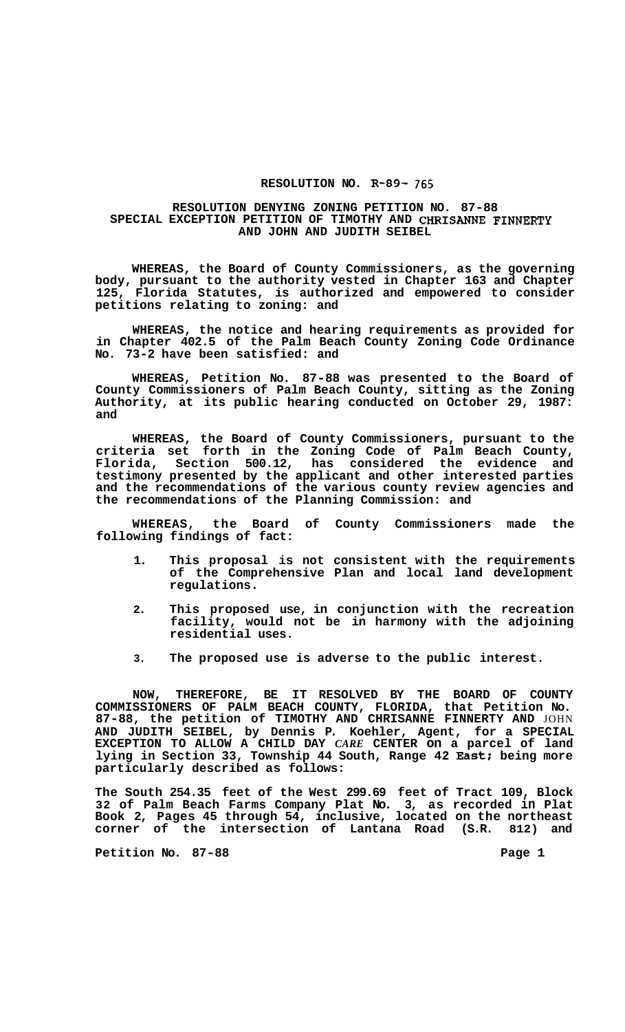# RESOLUTION NO. R-89- 765

## RESOLUTION DENYING ZONING PETITION NO. 87-88 SPECIAL EXCEPTION PETITION OF TIMOTHY AND CHRISANNE FINNERTY AND JOHN AND JUDITH SEIBEL

**WHEREAS, the Board of County Commissioners, as the governing body, pursuant to the authority vested in Chapter 163 and Chapter 125, Florida Statutes, is authorized and empowered to consider petitions relating to zoning: and**

**WHEREAS, the notice and hearing requirements as provided for in Chapter 402.5 of the Palm Beach County Zoning Code Ordinance No. 73-2 have been satisfied: and**

**WHEREAS, Petition No. 87-88 was presented to the Board of County Commissioners of Palm Beach County, sitting as the Zoning Authority, at its public hearing conducted on October 29, 1987: and**

**WHEREAS, the Board of County Commissioners, pursuant to the criteria set forth in the Zoning Code of Palm Beach County, Florida, Section 500.12, has considered the evidence and testimony presented by the applicant and other interested parties and the recommendations of the various county review agencies and the recommendations of the Planning Commission: and**

**WHEREAS, the Board of County Commissioners made the following findings of fact:**

1. **This proposal is not consistent with the requirements of the Comprehensive Plan and local land development regulations.**
2. **This proposed use, in conjunction with the recreation facility, would not be in harmony with the adjoining residential uses.**
3. **The proposed use is adverse to the public interest.**

**NOW, THEREFORE, BE IT RESOLVED BY THE BOARD OF COUNTY COMMISSIONERS OF PALM BEACH COUNTY, FLORIDA, that Petition No. 87-88, the petition of TIMOTHY AND CHRISANNE FINNERTY AND JOHN AND JUDITH SEIBEL, by Dennis P. Koehler, Agent, for a SPECIAL EXCEPTION TO ALLOW A CHILD DAY CARE CENTER on a parcel of land lying in Section 33, Township 44 South, Range 42 East; being more particularly described as follows:**

**The South 254.35 feet of the West 299.69 feet of Tract 109, Block 32 of Palm Beach Farms Company Plat No. 3, as recorded in Plat Book 2, Pages 45 through 54, inclusive, located on the northeast corner of the intersection of Lantana Road (S.R. 812) and**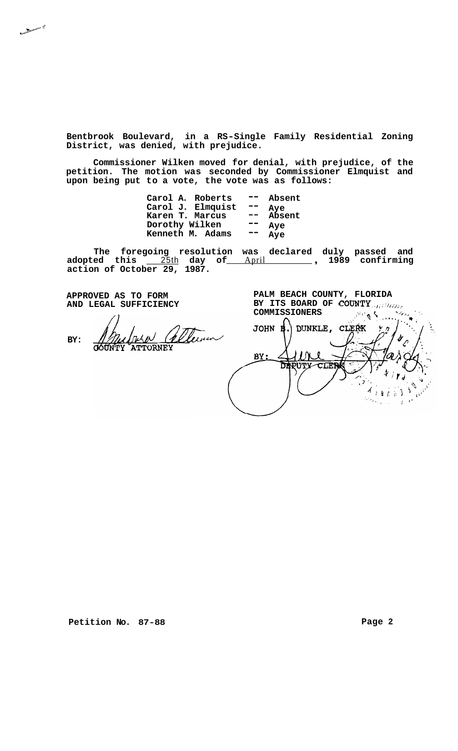Bentbrook Boulevard, in a RS-Single Family Residential Zoning District, was denied, with prejudice.

Commissioner Wilken moved for denial, with prejudice, of the petition. The motion was seconded by Commissioner Elmquist and upon being put to a vote, the vote was as follows:

| | | |
|---|---|---|
| Carol A. Roberts | -- | Absent |
| Carol J. Elmquist | -- | Aye |
| Karen T. Marcus | -- | Absent |
| Dorothy Wilken | -- | Aye |
| Kenneth M. Adams | -- | Aye |

The foregoing resolution was declared duly passed and adopted this 25th day of April, 1989 confirming action of October 29, 1987.

APPROVED AS TO FORM AND LEGAL SUFFICIENCY

BY: COUNTY ATTORNEY

PALM BEACH COUNTY, FLORIDA BY ITS BOARD OF COUNTY COMMISSIONERS

JOHN B. DUNKLE, CLERK

BY: DEPUTY CLERK

Petition No. 87-88